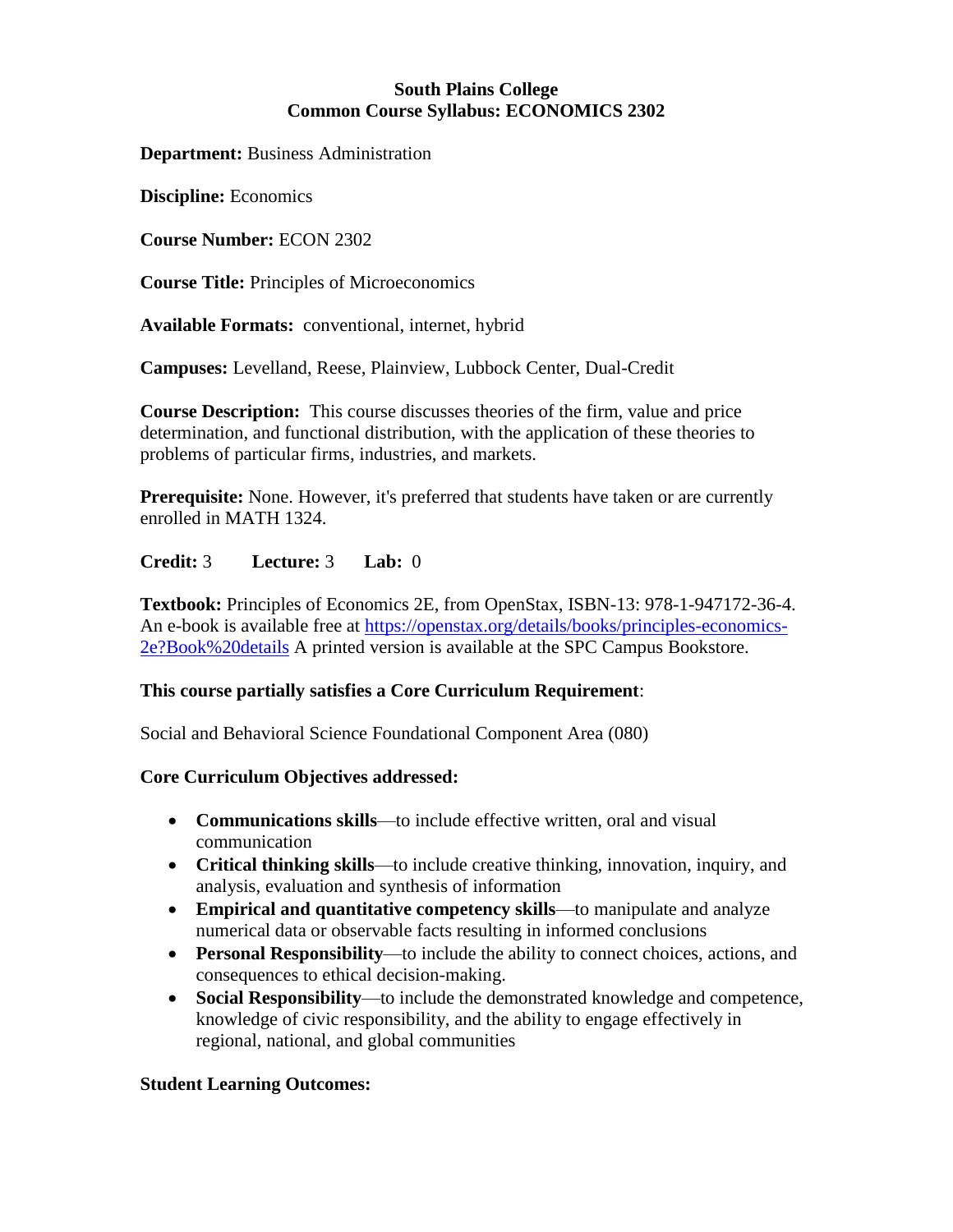# South Plains College
## Common Course Syllabus: ECONOMICS 2302

**Department:** Business Administration

**Discipline:** Economics

**Course Number:** ECON 2302

**Course Title:** Principles of Microeconomics

**Available Formats:** conventional, internet, hybrid

**Campuses:** Levelland, Reese, Plainview, Lubbock Center, Dual-Credit

**Course Description:** This course discusses theories of the firm, value and price determination, and functional distribution, with the application of these theories to problems of particular firms, industries, and markets.

**Prerequisite:** None. However, it's preferred that students have taken or are currently enrolled in MATH 1324.

**Credit:** 3 **Lecture:** 3 **Lab:** 0

**Textbook:** Principles of Economics 2E, from OpenStax, ISBN-13: 978-1-947172-36-4. An e-book is available free at https://openstax.org/details/books/principles-economics-2e?Book%20details A printed version is available at the SPC Campus Bookstore.

**This course partially satisfies a Core Curriculum Requirement**:

Social and Behavioral Science Foundational Component Area (080)

**Core Curriculum Objectives addressed:**

- **Communications skills**—to include effective written, oral and visual communication
- **Critical thinking skills**—to include creative thinking, innovation, inquiry, and analysis, evaluation and synthesis of information
- **Empirical and quantitative competency skills**—to manipulate and analyze numerical data or observable facts resulting in informed conclusions
- **Personal Responsibility**—to include the ability to connect choices, actions, and consequences to ethical decision-making.
- **Social Responsibility**—to include the demonstrated knowledge and competence, knowledge of civic responsibility, and the ability to engage effectively in regional, national, and global communities

**Student Learning Outcomes:**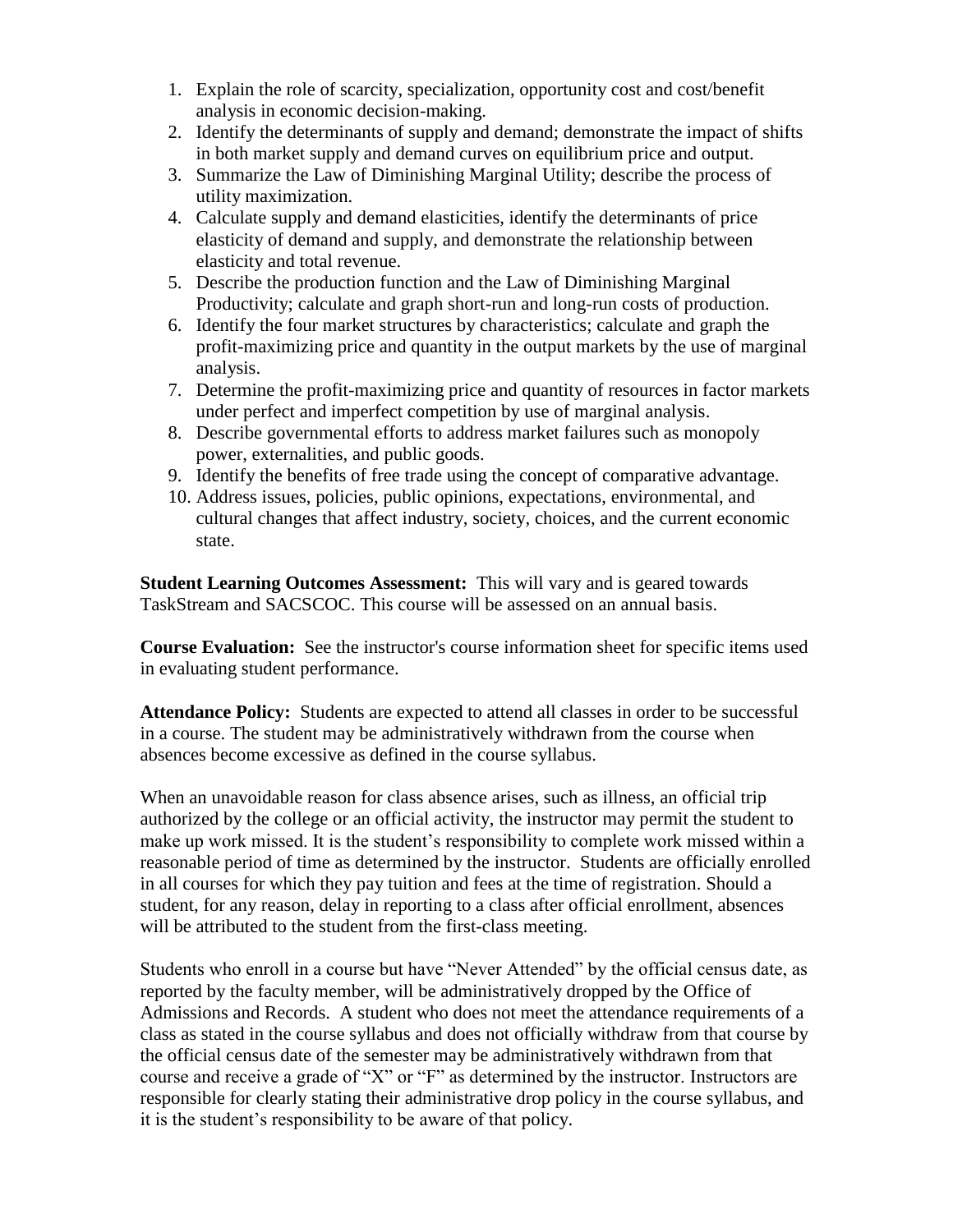1. Explain the role of scarcity, specialization, opportunity cost and cost/benefit analysis in economic decision-making.
2. Identify the determinants of supply and demand; demonstrate the impact of shifts in both market supply and demand curves on equilibrium price and output.
3. Summarize the Law of Diminishing Marginal Utility; describe the process of utility maximization.
4. Calculate supply and demand elasticities, identify the determinants of price elasticity of demand and supply, and demonstrate the relationship between elasticity and total revenue.
5. Describe the production function and the Law of Diminishing Marginal Productivity; calculate and graph short-run and long-run costs of production.
6. Identify the four market structures by characteristics; calculate and graph the profit-maximizing price and quantity in the output markets by the use of marginal analysis.
7. Determine the profit-maximizing price and quantity of resources in factor markets under perfect and imperfect competition by use of marginal analysis.
8. Describe governmental efforts to address market failures such as monopoly power, externalities, and public goods.
9. Identify the benefits of free trade using the concept of comparative advantage.
10. Address issues, policies, public opinions, expectations, environmental, and cultural changes that affect industry, society, choices, and the current economic state.

**Student Learning Outcomes Assessment:** This will vary and is geared towards TaskStream and SACSCOC. This course will be assessed on an annual basis.

**Course Evaluation:** See the instructor's course information sheet for specific items used in evaluating student performance.

**Attendance Policy:** Students are expected to attend all classes in order to be successful in a course. The student may be administratively withdrawn from the course when absences become excessive as defined in the course syllabus.

When an unavoidable reason for class absence arises, such as illness, an official trip authorized by the college or an official activity, the instructor may permit the student to make up work missed. It is the student's responsibility to complete work missed within a reasonable period of time as determined by the instructor. Students are officially enrolled in all courses for which they pay tuition and fees at the time of registration. Should a student, for any reason, delay in reporting to a class after official enrollment, absences will be attributed to the student from the first-class meeting.

Students who enroll in a course but have "Never Attended" by the official census date, as reported by the faculty member, will be administratively dropped by the Office of Admissions and Records. A student who does not meet the attendance requirements of a class as stated in the course syllabus and does not officially withdraw from that course by the official census date of the semester may be administratively withdrawn from that course and receive a grade of "X" or "F" as determined by the instructor. Instructors are responsible for clearly stating their administrative drop policy in the course syllabus, and it is the student's responsibility to be aware of that policy.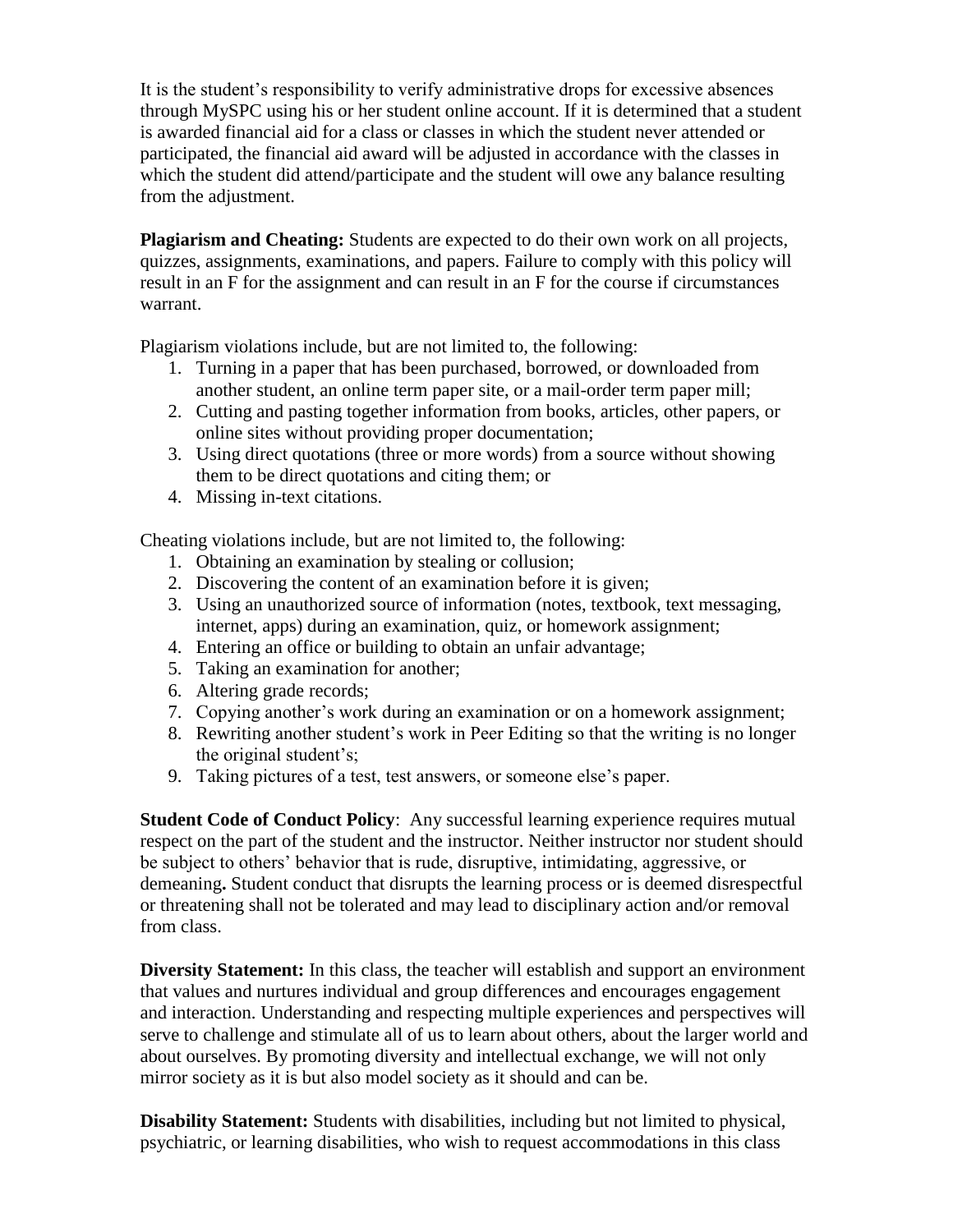It is the student's responsibility to verify administrative drops for excessive absences through MySPC using his or her student online account. If it is determined that a student is awarded financial aid for a class or classes in which the student never attended or participated, the financial aid award will be adjusted in accordance with the classes in which the student did attend/participate and the student will owe any balance resulting from the adjustment.

**Plagiarism and Cheating:** Students are expected to do their own work on all projects, quizzes, assignments, examinations, and papers. Failure to comply with this policy will result in an F for the assignment and can result in an F for the course if circumstances warrant.

Plagiarism violations include, but are not limited to, the following:

1. Turning in a paper that has been purchased, borrowed, or downloaded from another student, an online term paper site, or a mail-order term paper mill;
2. Cutting and pasting together information from books, articles, other papers, or online sites without providing proper documentation;
3. Using direct quotations (three or more words) from a source without showing them to be direct quotations and citing them; or
4. Missing in-text citations.

Cheating violations include, but are not limited to, the following:

1. Obtaining an examination by stealing or collusion;
2. Discovering the content of an examination before it is given;
3. Using an unauthorized source of information (notes, textbook, text messaging, internet, apps) during an examination, quiz, or homework assignment;
4. Entering an office or building to obtain an unfair advantage;
5. Taking an examination for another;
6. Altering grade records;
7. Copying another's work during an examination or on a homework assignment;
8. Rewriting another student's work in Peer Editing so that the writing is no longer the original student's;
9. Taking pictures of a test, test answers, or someone else's paper.

**Student Code of Conduct Policy**: Any successful learning experience requires mutual respect on the part of the student and the instructor. Neither instructor nor student should be subject to others' behavior that is rude, disruptive, intimidating, aggressive, or demeaning**.** Student conduct that disrupts the learning process or is deemed disrespectful or threatening shall not be tolerated and may lead to disciplinary action and/or removal from class.

**Diversity Statement:** In this class, the teacher will establish and support an environment that values and nurtures individual and group differences and encourages engagement and interaction. Understanding and respecting multiple experiences and perspectives will serve to challenge and stimulate all of us to learn about others, about the larger world and about ourselves. By promoting diversity and intellectual exchange, we will not only mirror society as it is but also model society as it should and can be.

**Disability Statement:** Students with disabilities, including but not limited to physical, psychiatric, or learning disabilities, who wish to request accommodations in this class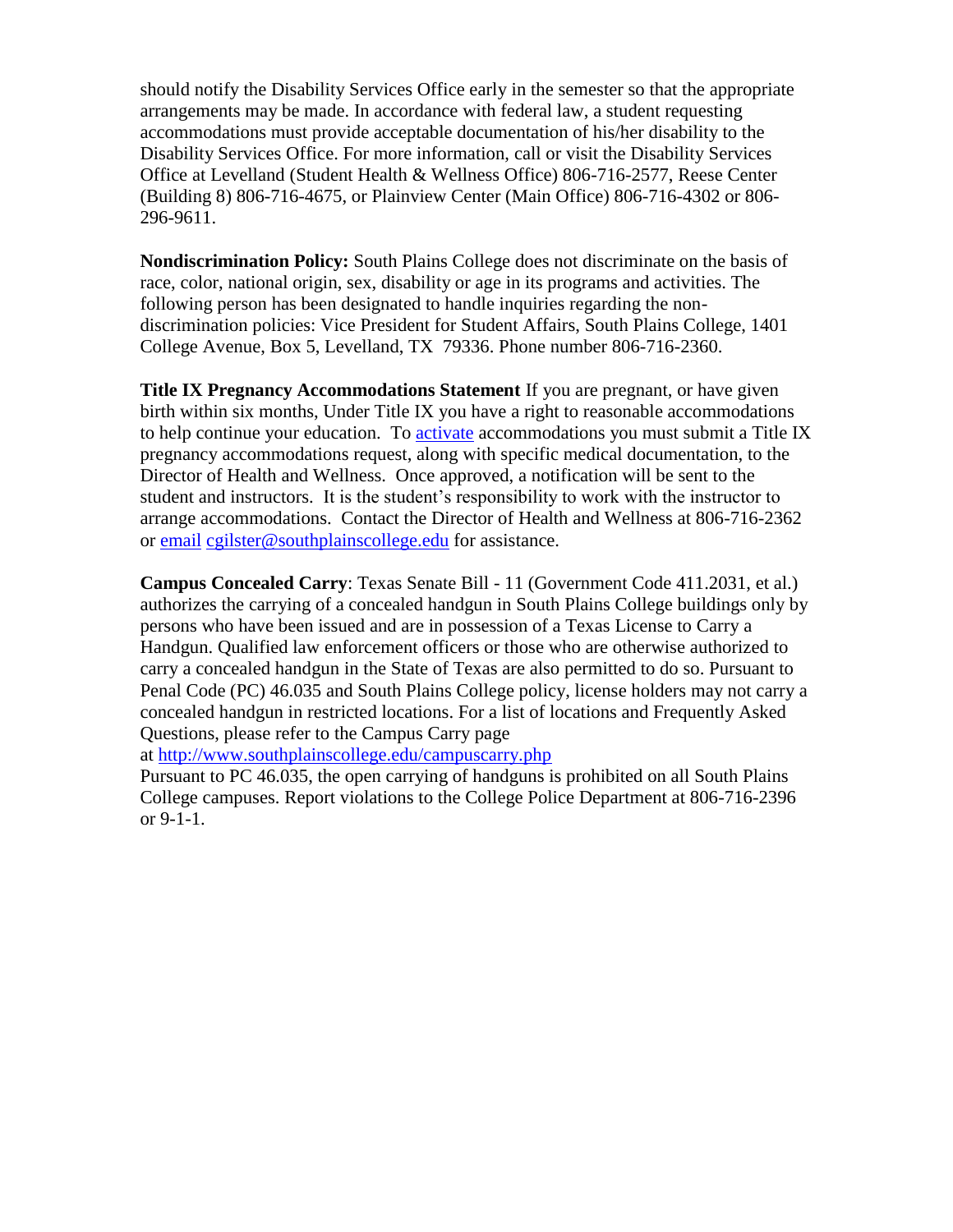should notify the Disability Services Office early in the semester so that the appropriate arrangements may be made. In accordance with federal law, a student requesting accommodations must provide acceptable documentation of his/her disability to the Disability Services Office. For more information, call or visit the Disability Services Office at Levelland (Student Health & Wellness Office) 806-716-2577, Reese Center (Building 8) 806-716-4675, or Plainview Center (Main Office) 806-716-4302 or 806-296-9611.

**Nondiscrimination Policy:** South Plains College does not discriminate on the basis of race, color, national origin, sex, disability or age in its programs and activities. The following person has been designated to handle inquiries regarding the non-discrimination policies: Vice President for Student Affairs, South Plains College, 1401 College Avenue, Box 5, Levelland, TX 79336. Phone number 806-716-2360.

**Title IX Pregnancy Accommodations Statement** If you are pregnant, or have given birth within six months, Under Title IX you have a right to reasonable accommodations to help continue your education. To activate accommodations you must submit a Title IX pregnancy accommodations request, along with specific medical documentation, to the Director of Health and Wellness. Once approved, a notification will be sent to the student and instructors. It is the student's responsibility to work with the instructor to arrange accommodations. Contact the Director of Health and Wellness at 806-716-2362 or email cgilster@southplainscollege.edu for assistance.

**Campus Concealed Carry**: Texas Senate Bill - 11 (Government Code 411.2031, et al.) authorizes the carrying of a concealed handgun in South Plains College buildings only by persons who have been issued and are in possession of a Texas License to Carry a Handgun. Qualified law enforcement officers or those who are otherwise authorized to carry a concealed handgun in the State of Texas are also permitted to do so. Pursuant to Penal Code (PC) 46.035 and South Plains College policy, license holders may not carry a concealed handgun in restricted locations. For a list of locations and Frequently Asked Questions, please refer to the Campus Carry page at http://www.southplainscollege.edu/campuscarry.php
Pursuant to PC 46.035, the open carrying of handguns is prohibited on all South Plains College campuses. Report violations to the College Police Department at 806-716-2396 or 9-1-1.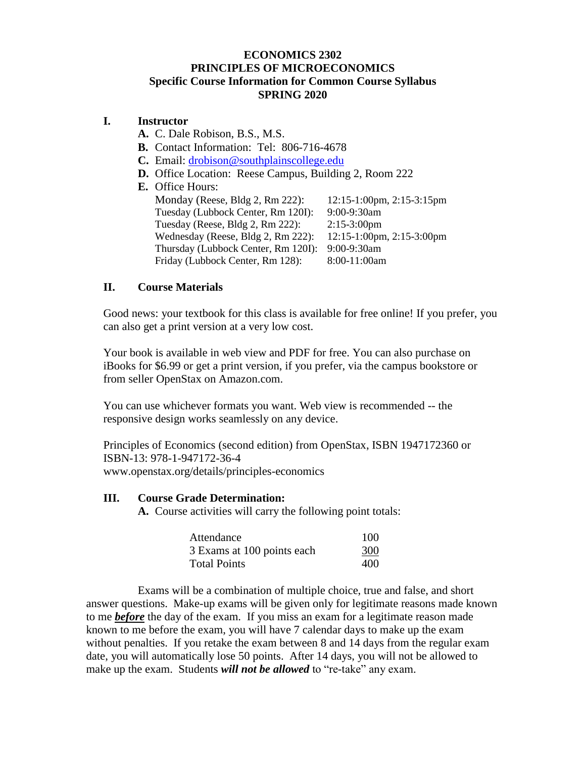# ECONOMICS 2302
# PRINCIPLES OF MICROECONOMICS
## Specific Course Information for Common Course Syllabus
## SPRING 2020

## I. Instructor

**A.** C. Dale Robison, B.S., M.S.

**B.** Contact Information: Tel: 806-716-4678

**C.** Email: [drobison@southplainscollege.edu](mailto:drobison@southplainscollege.edu)

**D.** Office Location: Reese Campus, Building 2, Room 222

**E.** Office Hours:

| | |
|---|---|
| Monday (Reese, Bldg 2, Rm 222): | 12:15-1:00pm, 2:15-3:15pm |
| Tuesday (Lubbock Center, Rm 120I): | 9:00-9:30am |
| Tuesday (Reese, Bldg 2, Rm 222): | 2:15-3:00pm |
| Wednesday (Reese, Bldg 2, Rm 222): | 12:15-1:00pm, 2:15-3:00pm |
| Thursday (Lubbock Center, Rm 120I): | 9:00-9:30am |
| Friday (Lubbock Center, Rm 128): | 8:00-11:00am |

## II. Course Materials

Good news: your textbook for this class is available for free online! If you prefer, you can also get a print version at a very low cost.

Your book is available in web view and PDF for free. You can also purchase on iBooks for $6.99 or get a print version, if you prefer, via the campus bookstore or from seller OpenStax on Amazon.com.

You can use whichever formats you want. Web view is recommended -- the responsive design works seamlessly on any device.

Principles of Economics (second edition) from OpenStax, ISBN 1947172360 or ISBN-13: 978-1-947172-36-4
www.openstax.org/details/principles-economics

## III. Course Grade Determination:

**A.** Course activities will carry the following point totals:

| | |
|---|---|
| Attendance | 100 |
| 3 Exams at 100 points each | <u>300</u> |
| Total Points | 400 |

Exams will be a combination of multiple choice, true and false, and short answer questions. Make-up exams will be given only for legitimate reasons made known to me ***<u>before</u>*** the day of the exam. If you miss an exam for a legitimate reason made known to me before the exam, you will have 7 calendar days to make up the exam without penalties. If you retake the exam between 8 and 14 days from the regular exam date, you will automatically lose 50 points. After 14 days, you will not be allowed to make up the exam. Students ***will not be allowed*** to "re-take" any exam.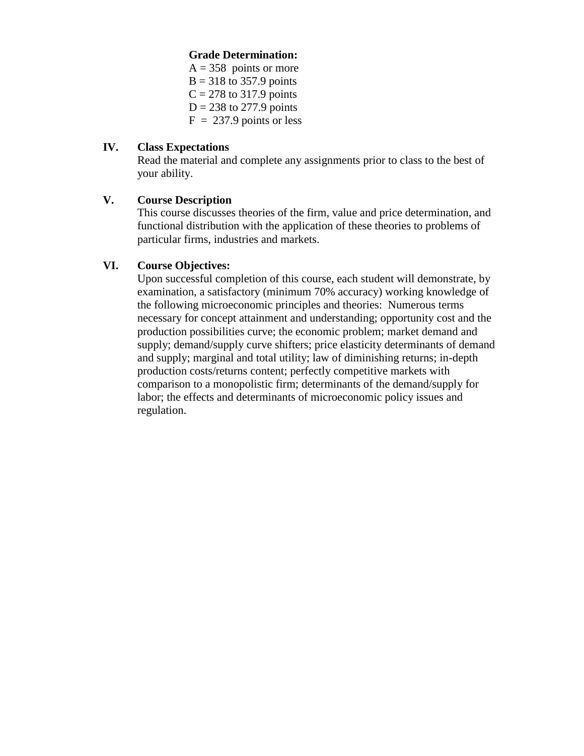**Grade Determination:**

A = 358 points or more
B = 318 to 357.9 points
C = 278 to 317.9 points
D = 238 to 277.9 points
F = 237.9 points or less

## IV. Class Expectations

Read the material and complete any assignments prior to class to the best of your ability.

## V. Course Description

This course discusses theories of the firm, value and price determination, and functional distribution with the application of these theories to problems of particular firms, industries and markets.

## VI. Course Objectives:

Upon successful completion of this course, each student will demonstrate, by examination, a satisfactory (minimum 70% accuracy) working knowledge of the following microeconomic principles and theories: Numerous terms necessary for concept attainment and understanding; opportunity cost and the production possibilities curve; the economic problem; market demand and supply; demand/supply curve shifters; price elasticity determinants of demand and supply; marginal and total utility; law of diminishing returns; in-depth production costs/returns content; perfectly competitive markets with comparison to a monopolistic firm; determinants of the demand/supply for labor; the effects and determinants of microeconomic policy issues and regulation.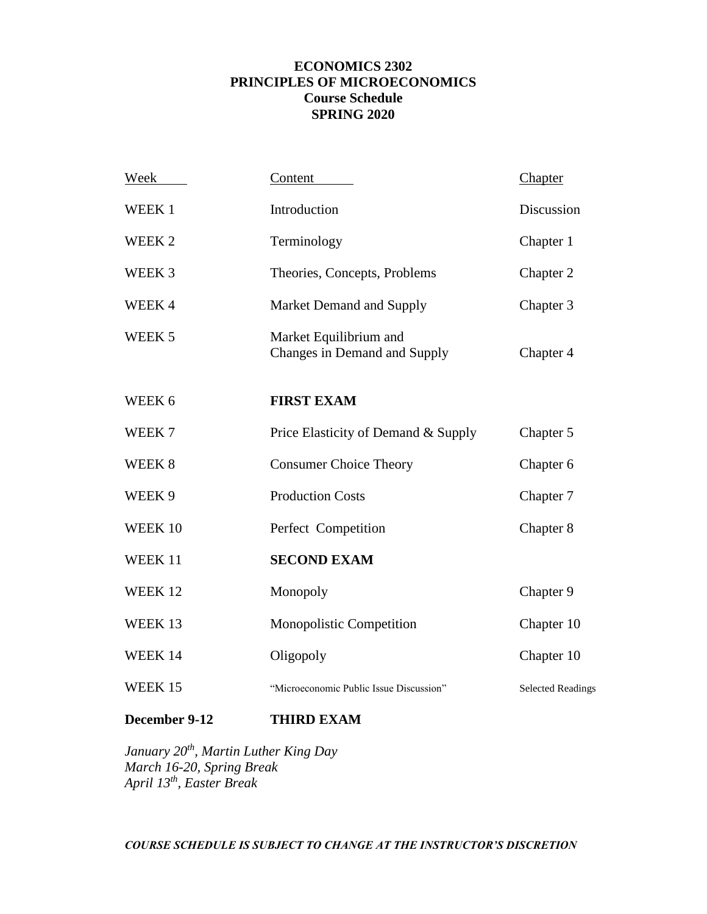# ECONOMICS 2302
# PRINCIPLES OF MICROECONOMICS
## Course Schedule
## SPRING 2020

| Week | Content | Chapter |
| --- | --- | --- |
| WEEK 1 | Introduction | Discussion |
| WEEK 2 | Terminology | Chapter 1 |
| WEEK 3 | Theories, Concepts, Problems | Chapter 2 |
| WEEK 4 | Market Demand and Supply | Chapter 3 |
| WEEK 5 | Market Equilibrium and Changes in Demand and Supply | Chapter 4 |
| WEEK 6 | **FIRST EXAM** | |
| WEEK 7 | Price Elasticity of Demand & Supply | Chapter 5 |
| WEEK 8 | Consumer Choice Theory | Chapter 6 |
| WEEK 9 | Production Costs | Chapter 7 |
| WEEK 10 | Perfect Competition | Chapter 8 |
| WEEK 11 | **SECOND EXAM** | |
| WEEK 12 | Monopoly | Chapter 9 |
| WEEK 13 | Monopolistic Competition | Chapter 10 |
| WEEK 14 | Oligopoly | Chapter 10 |
| WEEK 15 | "Microeconomic Public Issue Discussion" | Selected Readings |
| **December 9-12** | **THIRD EXAM** | |

*January 20th, Martin Luther King Day*
*March 16-20, Spring Break*
*April 13th, Easter Break*

***COURSE SCHEDULE IS SUBJECT TO CHANGE AT THE INSTRUCTOR'S DISCRETION***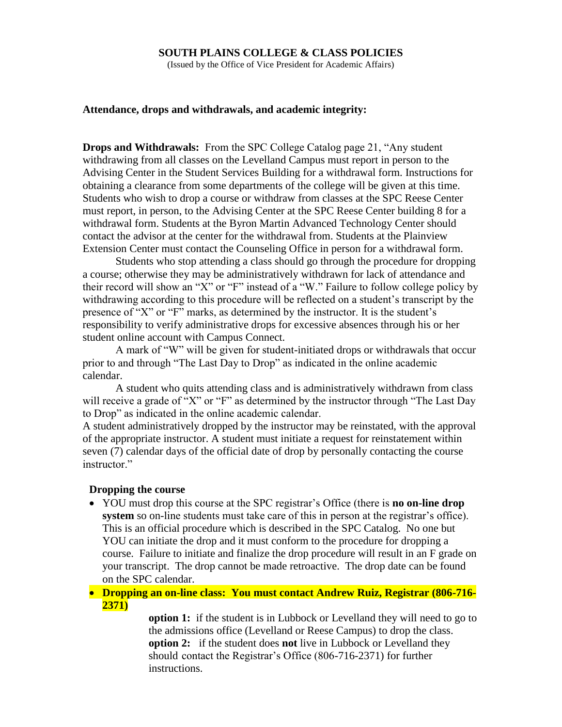**SOUTH PLAINS COLLEGE & CLASS POLICIES**

(Issued by the Office of Vice President for Academic Affairs)

**Attendance, drops and withdrawals, and academic integrity:**

**Drops and Withdrawals:** From the SPC College Catalog page 21, "Any student withdrawing from all classes on the Levelland Campus must report in person to the Advising Center in the Student Services Building for a withdrawal form. Instructions for obtaining a clearance from some departments of the college will be given at this time. Students who wish to drop a course or withdraw from classes at the SPC Reese Center must report, in person, to the Advising Center at the SPC Reese Center building 8 for a withdrawal form. Students at the Byron Martin Advanced Technology Center should contact the advisor at the center for the withdrawal from. Students at the Plainview Extension Center must contact the Counseling Office in person for a withdrawal form.

Students who stop attending a class should go through the procedure for dropping a course; otherwise they may be administratively withdrawn for lack of attendance and their record will show an "X" or "F" instead of a "W." Failure to follow college policy by withdrawing according to this procedure will be reflected on a student's transcript by the presence of "X" or "F" marks, as determined by the instructor. It is the student's responsibility to verify administrative drops for excessive absences through his or her student online account with Campus Connect.

A mark of "W" will be given for student-initiated drops or withdrawals that occur prior to and through "The Last Day to Drop" as indicated in the online academic calendar.

A student who quits attending class and is administratively withdrawn from class will receive a grade of "X" or "F" as determined by the instructor through "The Last Day to Drop" as indicated in the online academic calendar.

A student administratively dropped by the instructor may be reinstated, with the approval of the appropriate instructor. A student must initiate a request for reinstatement within seven (7) calendar days of the official date of drop by personally contacting the course instructor."

**Dropping the course**

- YOU must drop this course at the SPC registrar's Office (there is **no on-line drop system** so on-line students must take care of this in person at the registrar's office). This is an official procedure which is described in the SPC Catalog. No one but YOU can initiate the drop and it must conform to the procedure for dropping a course. Failure to initiate and finalize the drop procedure will result in an F grade on your transcript. The drop cannot be made retroactive. The drop date can be found on the SPC calendar.
- **Dropping an on-line class: You must contact Andrew Ruiz, Registrar (806-716-2371)**

  **option 1:** if the student is in Lubbock or Levelland they will need to go to the admissions office (Levelland or Reese Campus) to drop the class.
  **option 2:** if the student does **not** live in Lubbock or Levelland they should contact the Registrar's Office (806-716-2371) for further instructions.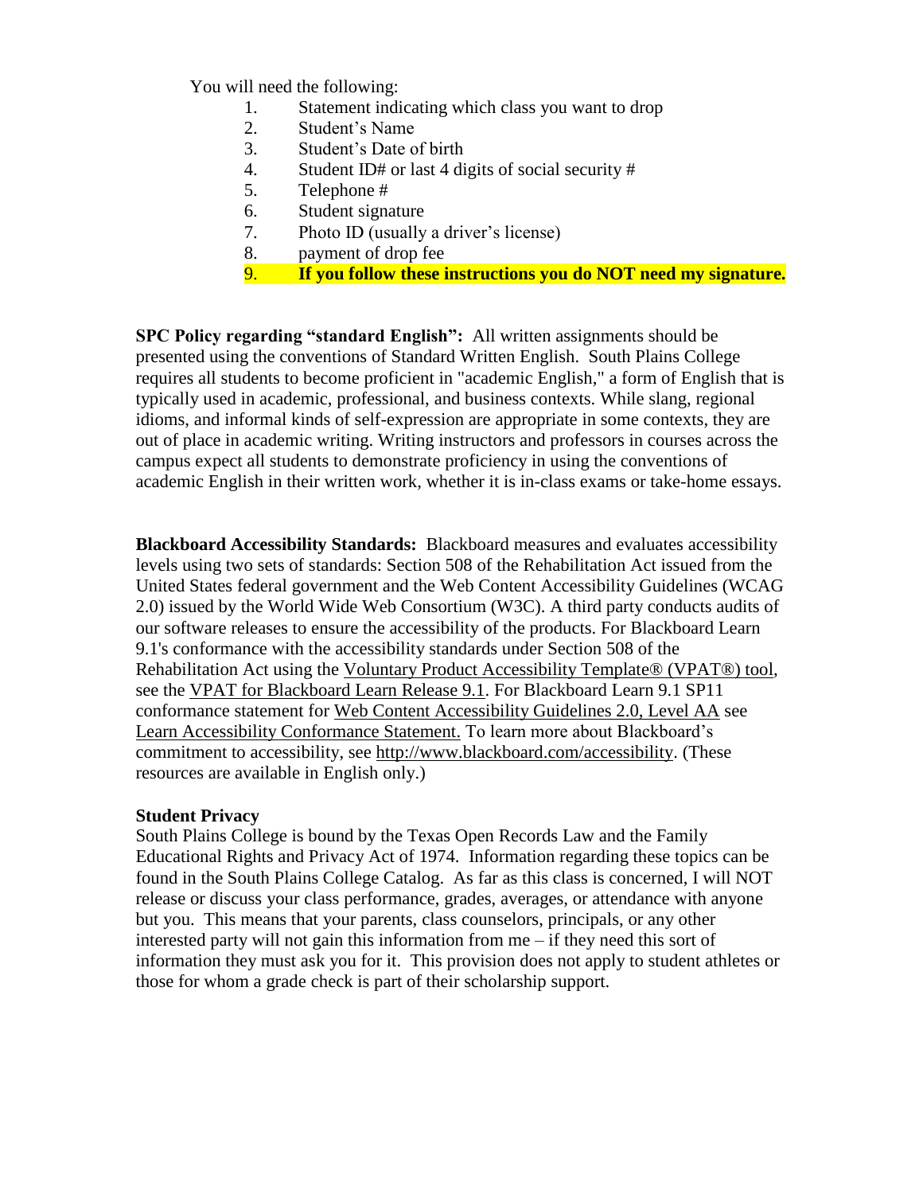You will need the following:

1. Statement indicating which class you want to drop
2. Student's Name
3. Student's Date of birth
4. Student ID# or last 4 digits of social security #
5. Telephone #
6. Student signature
7. Photo ID (usually a driver's license)
8. payment of drop fee
9. **If you follow these instructions you do NOT need my signature.**

**SPC Policy regarding "standard English":** All written assignments should be presented using the conventions of Standard Written English. South Plains College requires all students to become proficient in "academic English," a form of English that is typically used in academic, professional, and business contexts. While slang, regional idioms, and informal kinds of self-expression are appropriate in some contexts, they are out of place in academic writing. Writing instructors and professors in courses across the campus expect all students to demonstrate proficiency in using the conventions of academic English in their written work, whether it is in-class exams or take-home essays.

**Blackboard Accessibility Standards:** Blackboard measures and evaluates accessibility levels using two sets of standards: Section 508 of the Rehabilitation Act issued from the United States federal government and the Web Content Accessibility Guidelines (WCAG 2.0) issued by the World Wide Web Consortium (W3C). A third party conducts audits of our software releases to ensure the accessibility of the products. For Blackboard Learn 9.1's conformance with the accessibility standards under Section 508 of the Rehabilitation Act using the Voluntary Product Accessibility Template® (VPAT®) tool, see the VPAT for Blackboard Learn Release 9.1. For Blackboard Learn 9.1 SP11 conformance statement for Web Content Accessibility Guidelines 2.0, Level AA see Learn Accessibility Conformance Statement. To learn more about Blackboard's commitment to accessibility, see http://www.blackboard.com/accessibility. (These resources are available in English only.)

**Student Privacy**

South Plains College is bound by the Texas Open Records Law and the Family Educational Rights and Privacy Act of 1974. Information regarding these topics can be found in the South Plains College Catalog. As far as this class is concerned, I will NOT release or discuss your class performance, grades, averages, or attendance with anyone but you. This means that your parents, class counselors, principals, or any other interested party will not gain this information from me – if they need this sort of information they must ask you for it. This provision does not apply to student athletes or those for whom a grade check is part of their scholarship support.